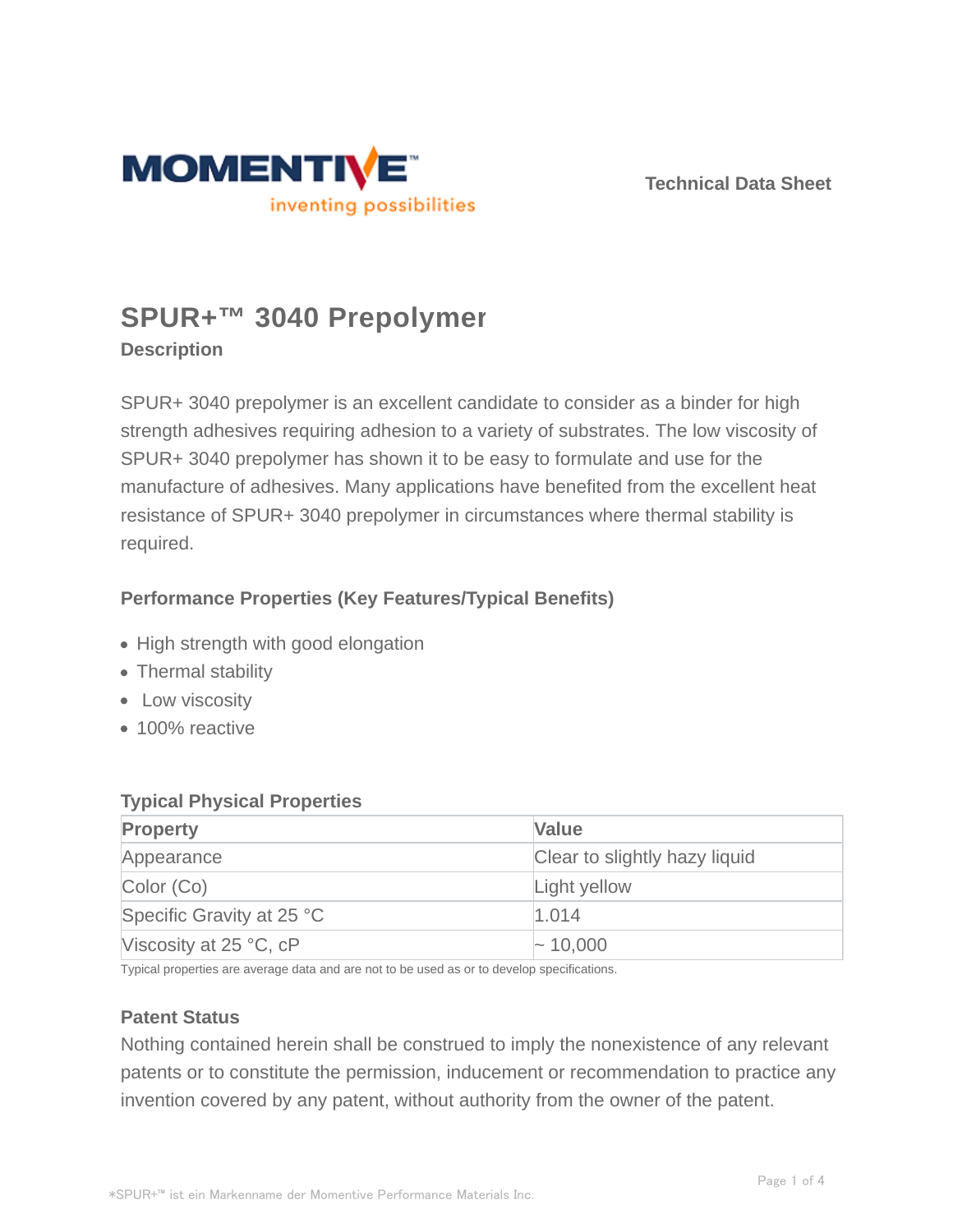Technical Data Sheet

# SPUR+™ 3040 Prepolymer

## Description

SPUR+ 3040 prepolymer is an excellent candidate to consider as a binder for high strength adhesives requiring adhesion to a variety of substrates. The low viscosity of SPUR+ 3040 prepolymer has shown it to be easy to formulate and use for the manufacture of adhesives. Many applications have benefited from the excellent heat resistance of SPUR+ 3040 prepolymer in circumstances where thermal stability is required.

### Performance Properties (Key Features/Typical Benefits)

- High strength with good elongation
- Thermal stability
- Low viscosity
- 100% reactive

### Typical Physical Properties

| Property | Value |
|---|---|
| Appearance | Clear to slightly hazy liquid |
| Color (Co) | Light yellow |
| Specific Gravity at 25 °C | 1.014 |
| Viscosity at 25 °C, cP | ~ 10,000 |

Typical properties are average data and are not to be used as or to develop specifications.

### Patent Status

Nothing contained herein shall be construed to imply the nonexistence of any relevant patents or to constitute the permission, inducement or recommendation to practice any invention covered by any patent, without authority from the owner of the patent.

*SPUR+™ ist ein Markenname der Momentive Performance Materials Inc.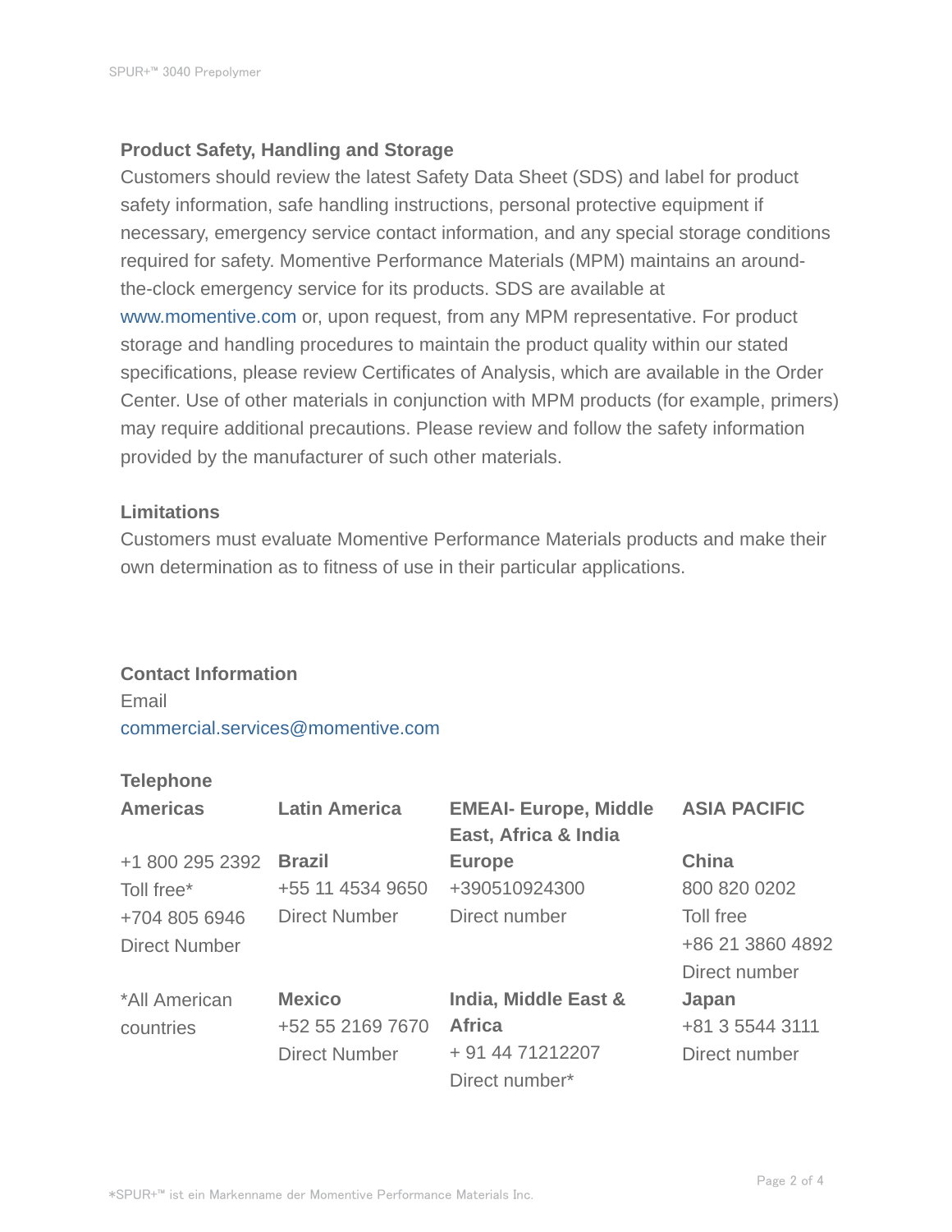## Product Safety, Handling and Storage

Customers should review the latest Safety Data Sheet (SDS) and label for product safety information, safe handling instructions, personal protective equipment if necessary, emergency service contact information, and any special storage conditions required for safety. Momentive Performance Materials (MPM) maintains an around-the-clock emergency service for its products. SDS are available at www.momentive.com or, upon request, from any MPM representative. For product storage and handling procedures to maintain the product quality within our stated specifications, please review Certificates of Analysis, which are available in the Order Center. Use of other materials in conjunction with MPM products (for example, primers) may require additional precautions. Please review and follow the safety information provided by the manufacturer of such other materials.

## Limitations

Customers must evaluate Momentive Performance Materials products and make their own determination as to fitness of use in their particular applications.

## Contact Information

Email
commercial.services@momentive.com

### Telephone

| Americas | Latin America | EMEAI- Europe, Middle East, Africa & India | ASIA PACIFIC |
|---|---|---|---|
| +1 800 295 2392<br>Toll free*<br>+704 805 6946<br>Direct Number | **Brazil**<br>+55 11 4534 9650<br>Direct Number | **Europe**<br>+390510924300<br>Direct number | **China**<br>800 820 0202<br>Toll free<br>+86 21 3860 4892<br>Direct number |
| *All American countries | **Mexico**<br>+52 55 2169 7670<br>Direct Number | **India, Middle East & Africa**<br>+ 91 44 71212207<br>Direct number* | **Japan**<br>+81 3 5544 3111<br>Direct number |

*SPUR+™ ist ein Markenname der Momentive Performance Materials Inc.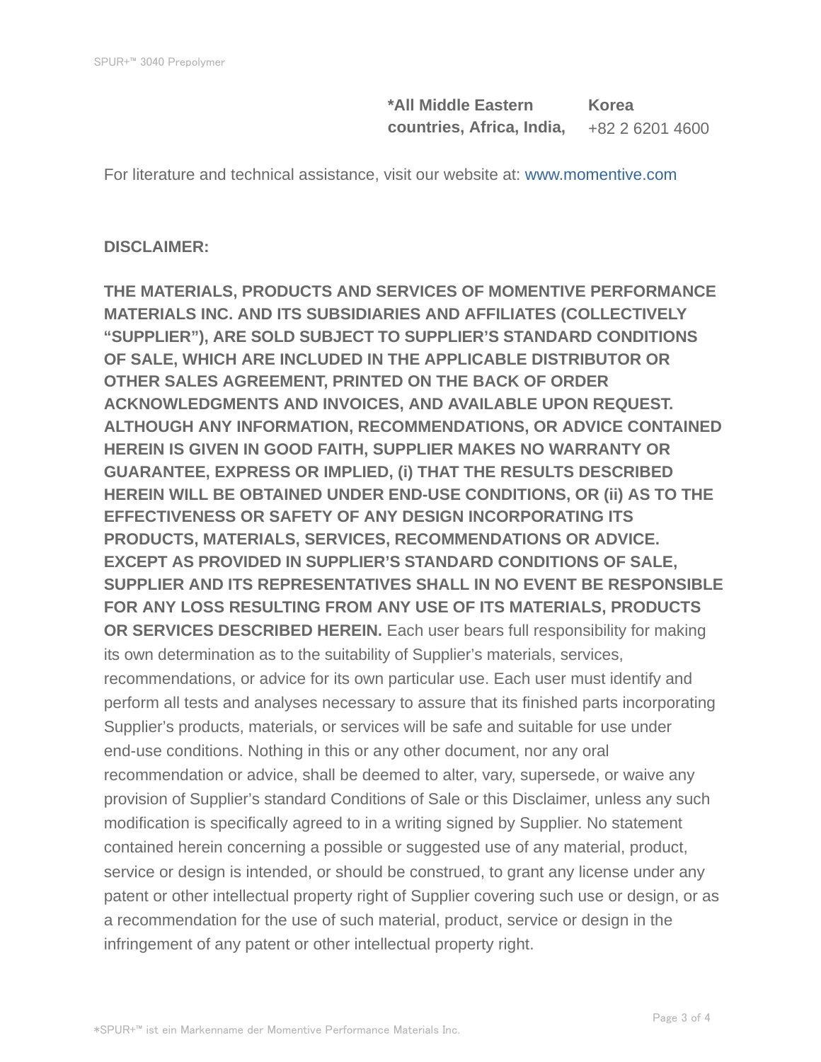| **\*All Middle Eastern countries, Africa, India,** | **Korea** |
| --- | --- |
| | +82 2 6201 4600 |

For literature and technical assistance, visit our website at: www.momentive.com

**DISCLAIMER:**

**THE MATERIALS, PRODUCTS AND SERVICES OF MOMENTIVE PERFORMANCE MATERIALS INC. AND ITS SUBSIDIARIES AND AFFILIATES (COLLECTIVELY "SUPPLIER"), ARE SOLD SUBJECT TO SUPPLIER'S STANDARD CONDITIONS OF SALE, WHICH ARE INCLUDED IN THE APPLICABLE DISTRIBUTOR OR OTHER SALES AGREEMENT, PRINTED ON THE BACK OF ORDER ACKNOWLEDGMENTS AND INVOICES, AND AVAILABLE UPON REQUEST. ALTHOUGH ANY INFORMATION, RECOMMENDATIONS, OR ADVICE CONTAINED HEREIN IS GIVEN IN GOOD FAITH, SUPPLIER MAKES NO WARRANTY OR GUARANTEE, EXPRESS OR IMPLIED, (i) THAT THE RESULTS DESCRIBED HEREIN WILL BE OBTAINED UNDER END-USE CONDITIONS, OR (ii) AS TO THE EFFECTIVENESS OR SAFETY OF ANY DESIGN INCORPORATING ITS PRODUCTS, MATERIALS, SERVICES, RECOMMENDATIONS OR ADVICE. EXCEPT AS PROVIDED IN SUPPLIER'S STANDARD CONDITIONS OF SALE, SUPPLIER AND ITS REPRESENTATIVES SHALL IN NO EVENT BE RESPONSIBLE FOR ANY LOSS RESULTING FROM ANY USE OF ITS MATERIALS, PRODUCTS OR SERVICES DESCRIBED HEREIN.** Each user bears full responsibility for making its own determination as to the suitability of Supplier's materials, services, recommendations, or advice for its own particular use. Each user must identify and perform all tests and analyses necessary to assure that its finished parts incorporating Supplier's products, materials, or services will be safe and suitable for use under end-use conditions. Nothing in this or any other document, nor any oral recommendation or advice, shall be deemed to alter, vary, supersede, or waive any provision of Supplier's standard Conditions of Sale or this Disclaimer, unless any such modification is specifically agreed to in a writing signed by Supplier. No statement contained herein concerning a possible or suggested use of any material, product, service or design is intended, or should be construed, to grant any license under any patent or other intellectual property right of Supplier covering such use or design, or as a recommendation for the use of such material, product, service or design in the infringement of any patent or other intellectual property right.

*SPUR+™ ist ein Markenname der Momentive Performance Materials Inc.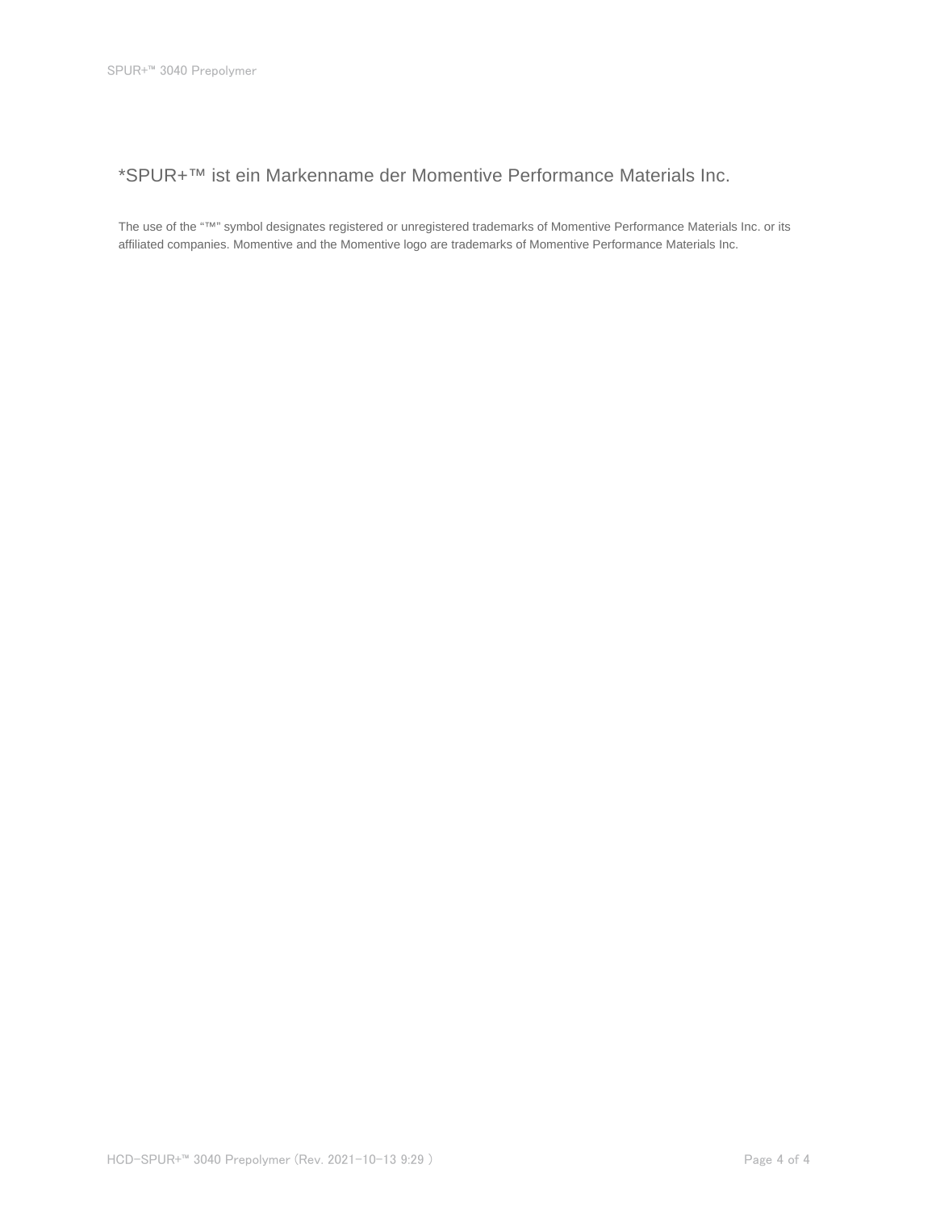*SPUR+™ ist ein Markenname der Momentive Performance Materials Inc.

The use of the “™” symbol designates registered or unregistered trademarks of Momentive Performance Materials Inc. or its affiliated companies. Momentive and the Momentive logo are trademarks of Momentive Performance Materials Inc.